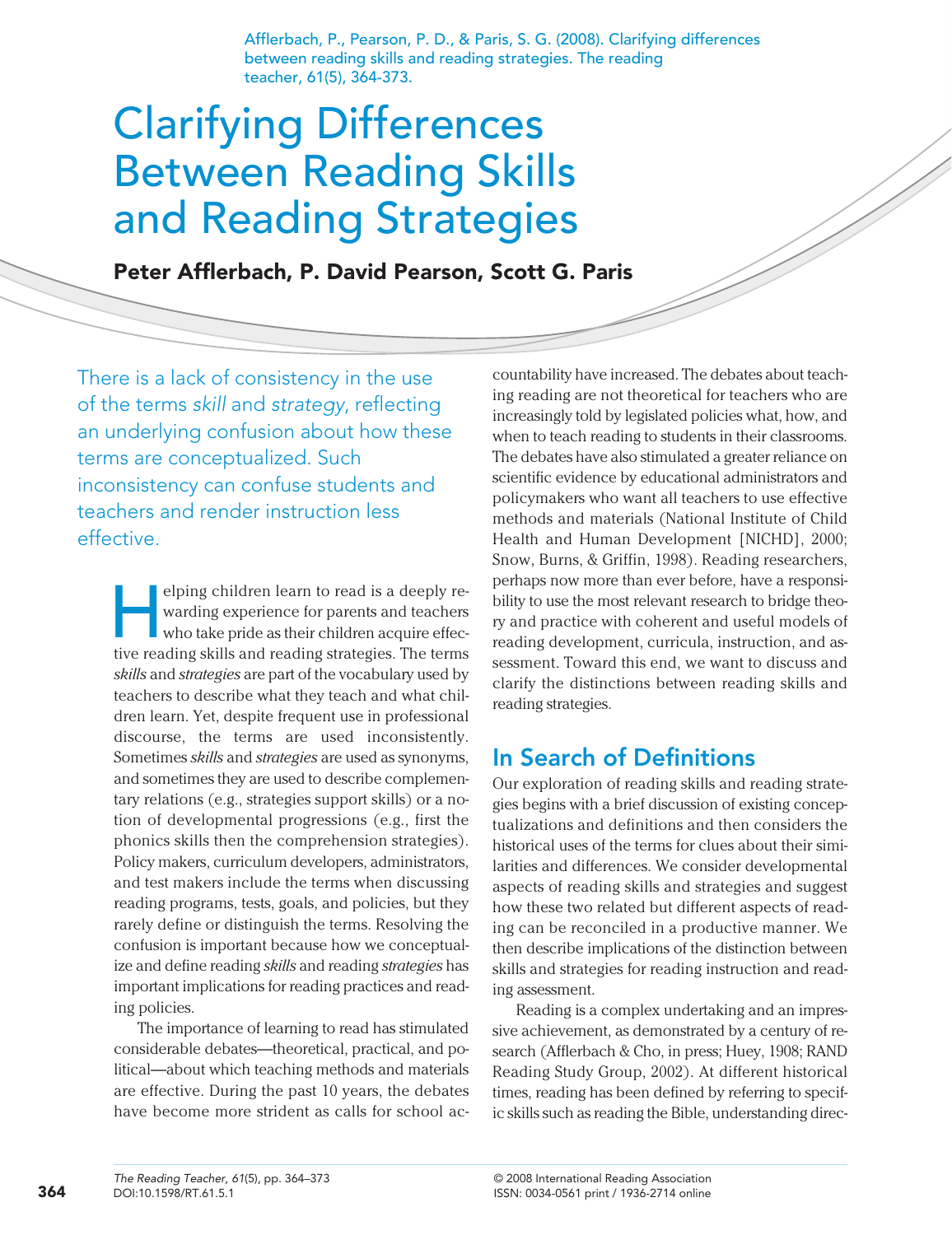Afflerbach, P., Pearson, P. D., & Paris, S. G. (2008). Clarifying differences between reading skills and reading strategies. The reading teacher, 61(5), 364-373.

# Clarifying Differences Between Reading Skills and Reading Strategies

**Peter Afflerbach, P. David Pearson, Scott G. Paris**

There is a lack of consistency in the use of the terms *skill* and *strategy*, reflecting an underlying confusion about how these terms are conceptualized. Such inconsistency can confuse students and teachers and render instruction less effective.

Helping children learn to read is a deeply rewarding experience for parents and teachers who take pride as their children acquire effective reading skills and reading strategies. The terms *skills* and *strategies* are part of the vocabulary used by teachers to describe what they teach and what children learn. Yet, despite frequent use in professional discourse, the terms are used inconsistently. Sometimes *skills* and *strategies* are used as synonyms, and sometimes they are used to describe complementary relations (e.g., strategies support skills) or a notion of developmental progressions (e.g., first the phonics skills then the comprehension strategies). Policy makers, curriculum developers, administrators, and test makers include the terms when discussing reading programs, tests, goals, and policies, but they rarely define or distinguish the terms. Resolving the confusion is important because how we conceptualize and define reading *skills* and reading *strategies* has important implications for reading practices and reading policies.

The importance of learning to read has stimulated considerable debates—theoretical, practical, and political—about which teaching methods and materials are effective. During the past 10 years, the debates have become more strident as calls for school accountability have increased. The debates about teaching reading are not theoretical for teachers who are increasingly told by legislated policies what, how, and when to teach reading to students in their classrooms. The debates have also stimulated a greater reliance on scientific evidence by educational administrators and policymakers who want all teachers to use effective methods and materials (National Institute of Child Health and Human Development [NICHD], 2000; Snow, Burns, & Griffin, 1998). Reading researchers, perhaps now more than ever before, have a responsibility to use the most relevant research to bridge theory and practice with coherent and useful models of reading development, curricula, instruction, and assessment. Toward this end, we want to discuss and clarify the distinctions between reading skills and reading strategies.

## In Search of Definitions

Our exploration of reading skills and reading strategies begins with a brief discussion of existing conceptualizations and definitions and then considers the historical uses of the terms for clues about their similarities and differences. We consider developmental aspects of reading skills and strategies and suggest how these two related but different aspects of reading can be reconciled in a productive manner. We then describe implications of the distinction between skills and strategies for reading instruction and reading assessment.

Reading is a complex undertaking and an impressive achievement, as demonstrated by a century of research (Afflerbach & Cho, in press; Huey, 1908; RAND Reading Study Group, 2002). At different historical times, reading has been defined by referring to specific skills such as reading the Bible, understanding direc-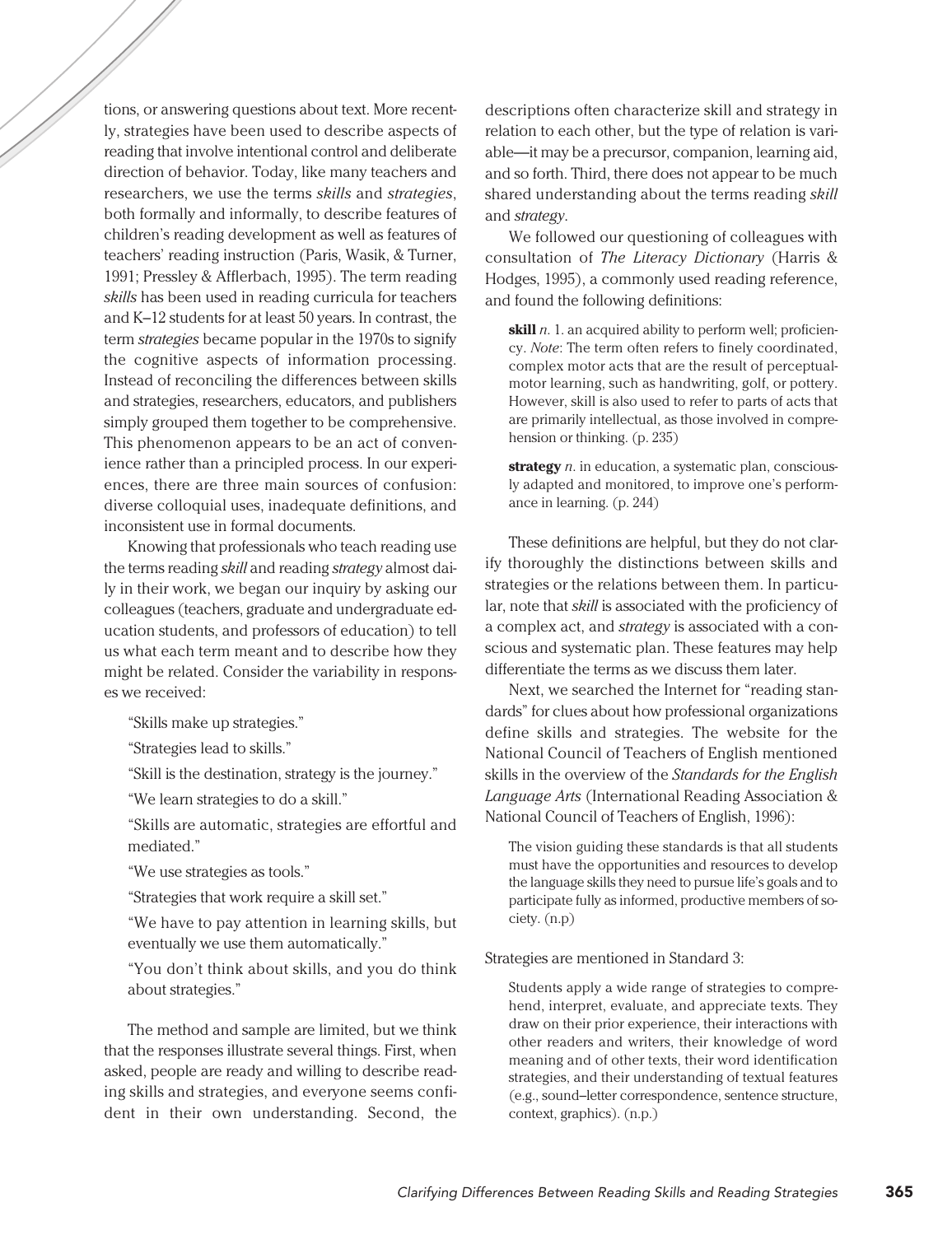tions, or answering questions about text. More recently, strategies have been used to describe aspects of reading that involve intentional control and deliberate direction of behavior. Today, like many teachers and researchers, we use the terms *skills* and *strategies*, both formally and informally, to describe features of children's reading development as well as features of teachers' reading instruction (Paris, Wasik, & Turner, 1991; Pressley & Afflerbach, 1995). The term reading *skills* has been used in reading curricula for teachers and K–12 students for at least 50 years. In contrast, the term *strategies* became popular in the 1970s to signify the cognitive aspects of information processing. Instead of reconciling the differences between skills and strategies, researchers, educators, and publishers simply grouped them together to be comprehensive. This phenomenon appears to be an act of convenience rather than a principled process. In our experiences, there are three main sources of confusion: diverse colloquial uses, inadequate definitions, and inconsistent use in formal documents.

Knowing that professionals who teach reading use the terms reading *skill* and reading *strategy* almost daily in their work, we began our inquiry by asking our colleagues (teachers, graduate and undergraduate education students, and professors of education) to tell us what each term meant and to describe how they might be related. Consider the variability in responses we received:

"Skills make up strategies."

"Strategies lead to skills."

"Skill is the destination, strategy is the journey."

"We learn strategies to do a skill."

"Skills are automatic, strategies are effortful and mediated."

"We use strategies as tools."

"Strategies that work require a skill set."

"We have to pay attention in learning skills, but eventually we use them automatically."

"You don't think about skills, and you do think about strategies."

The method and sample are limited, but we think that the responses illustrate several things. First, when asked, people are ready and willing to describe reading skills and strategies, and everyone seems confident in their own understanding. Second, the descriptions often characterize skill and strategy in relation to each other, but the type of relation is variable—it may be a precursor, companion, learning aid, and so forth. Third, there does not appear to be much shared understanding about the terms reading *skill* and *strategy*.

We followed our questioning of colleagues with consultation of *The Literacy Dictionary* (Harris & Hodges, 1995), a commonly used reading reference, and found the following definitions:

> **skill** *n.* 1. an acquired ability to perform well; proficiency. *Note*: The term often refers to finely coordinated, complex motor acts that are the result of perceptual-motor learning, such as handwriting, golf, or pottery. However, skill is also used to refer to parts of acts that are primarily intellectual, as those involved in comprehension or thinking. (p. 235)

> **strategy** *n.* in education, a systematic plan, consciously adapted and monitored, to improve one's performance in learning. (p. 244)

These definitions are helpful, but they do not clarify thoroughly the distinctions between skills and strategies or the relations between them. In particular, note that *skill* is associated with the proficiency of a complex act, and *strategy* is associated with a conscious and systematic plan. These features may help differentiate the terms as we discuss them later.

Next, we searched the Internet for "reading standards" for clues about how professional organizations define skills and strategies. The website for the National Council of Teachers of English mentioned skills in the overview of the *Standards for the English Language Arts* (International Reading Association & National Council of Teachers of English, 1996):

> The vision guiding these standards is that all students must have the opportunities and resources to develop the language skills they need to pursue life's goals and to participate fully as informed, productive members of society. (n.p)

Strategies are mentioned in Standard 3:

> Students apply a wide range of strategies to comprehend, interpret, evaluate, and appreciate texts. They draw on their prior experience, their interactions with other readers and writers, their knowledge of word meaning and of other texts, their word identification strategies, and their understanding of textual features (e.g., sound–letter correspondence, sentence structure, context, graphics). (n.p.)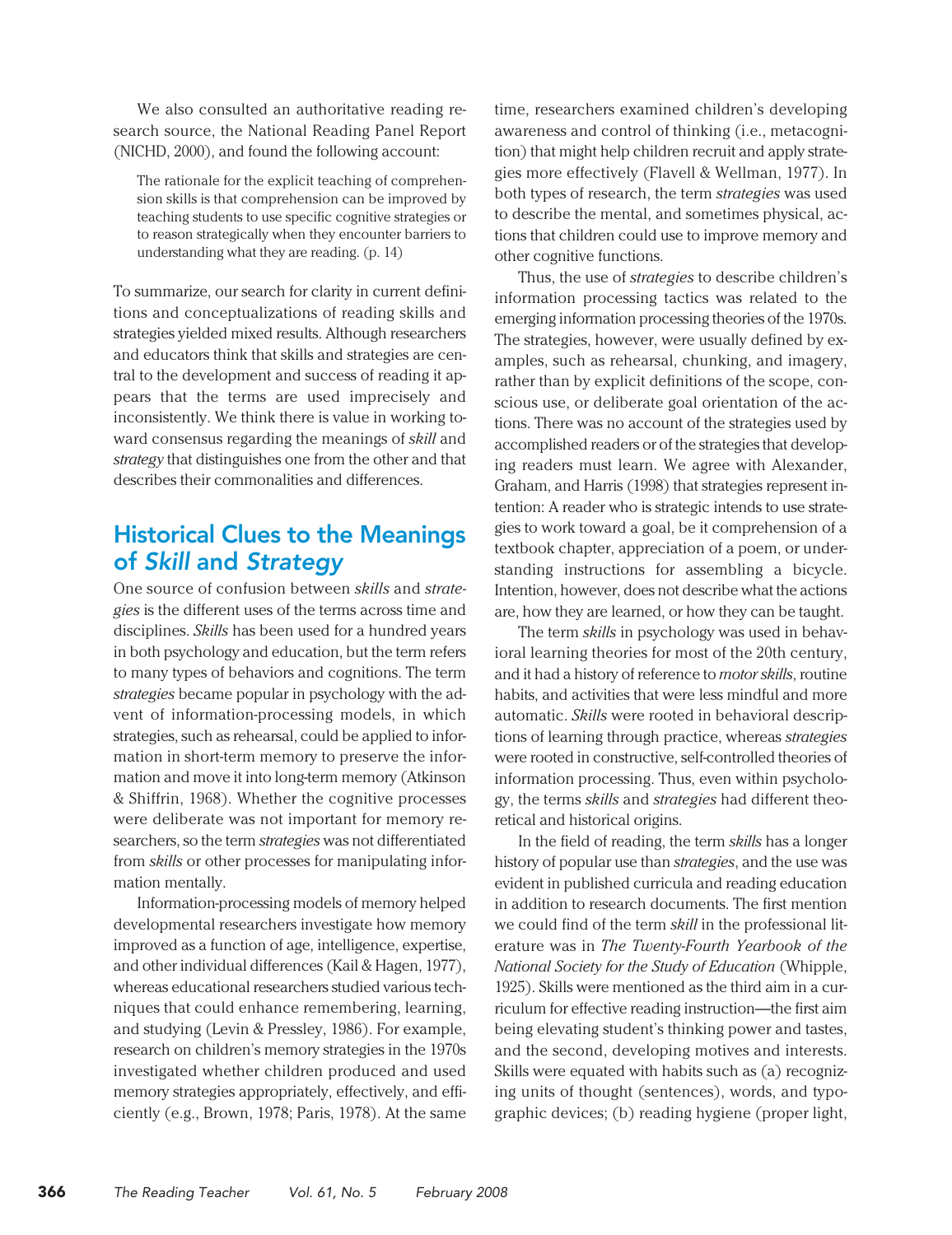We also consulted an authoritative reading research source, the National Reading Panel Report (NICHD, 2000), and found the following account:

> The rationale for the explicit teaching of comprehension skills is that comprehension can be improved by teaching students to use specific cognitive strategies or to reason strategically when they encounter barriers to understanding what they are reading. (p. 14)

To summarize, our search for clarity in current definitions and conceptualizations of reading skills and strategies yielded mixed results. Although researchers and educators think that skills and strategies are central to the development and success of reading it appears that the terms are used imprecisely and inconsistently. We think there is value in working toward consensus regarding the meanings of *skill* and *strategy* that distinguishes one from the other and that describes their commonalities and differences.

## Historical Clues to the Meanings of *Skill* and *Strategy*

One source of confusion between *skills* and *strategies* is the different uses of the terms across time and disciplines. *Skills* has been used for a hundred years in both psychology and education, but the term refers to many types of behaviors and cognitions. The term *strategies* became popular in psychology with the advent of information-processing models, in which strategies, such as rehearsal, could be applied to information in short-term memory to preserve the information and move it into long-term memory (Atkinson & Shiffrin, 1968). Whether the cognitive processes were deliberate was not important for memory researchers, so the term *strategies* was not differentiated from *skills* or other processes for manipulating information mentally.

Information-processing models of memory helped developmental researchers investigate how memory improved as a function of age, intelligence, expertise, and other individual differences (Kail & Hagen, 1977), whereas educational researchers studied various techniques that could enhance remembering, learning, and studying (Levin & Pressley, 1986). For example, research on children's memory strategies in the 1970s investigated whether children produced and used memory strategies appropriately, effectively, and efficiently (e.g., Brown, 1978; Paris, 1978). At the same time, researchers examined children's developing awareness and control of thinking (i.e., metacognition) that might help children recruit and apply strategies more effectively (Flavell & Wellman, 1977). In both types of research, the term *strategies* was used to describe the mental, and sometimes physical, actions that children could use to improve memory and other cognitive functions.

Thus, the use of *strategies* to describe children's information processing tactics was related to the emerging information processing theories of the 1970s. The strategies, however, were usually defined by examples, such as rehearsal, chunking, and imagery, rather than by explicit definitions of the scope, conscious use, or deliberate goal orientation of the actions. There was no account of the strategies used by accomplished readers or of the strategies that developing readers must learn. We agree with Alexander, Graham, and Harris (1998) that strategies represent intention: A reader who is strategic intends to use strategies to work toward a goal, be it comprehension of a textbook chapter, appreciation of a poem, or understanding instructions for assembling a bicycle. Intention, however, does not describe what the actions are, how they are learned, or how they can be taught.

The term *skills* in psychology was used in behavioral learning theories for most of the 20th century, and it had a history of reference to *motor skills*, routine habits, and activities that were less mindful and more automatic. *Skills* were rooted in behavioral descriptions of learning through practice, whereas *strategies* were rooted in constructive, self-controlled theories of information processing. Thus, even within psychology, the terms *skills* and *strategies* had different theoretical and historical origins.

In the field of reading, the term *skills* has a longer history of popular use than *strategies*, and the use was evident in published curricula and reading education in addition to research documents. The first mention we could find of the term *skill* in the professional literature was in *The Twenty-Fourth Yearbook of the National Society for the Study of Education* (Whipple, 1925). Skills were mentioned as the third aim in a curriculum for effective reading instruction—the first aim being elevating student's thinking power and tastes, and the second, developing motives and interests. Skills were equated with habits such as (a) recognizing units of thought (sentences), words, and typographic devices; (b) reading hygiene (proper light,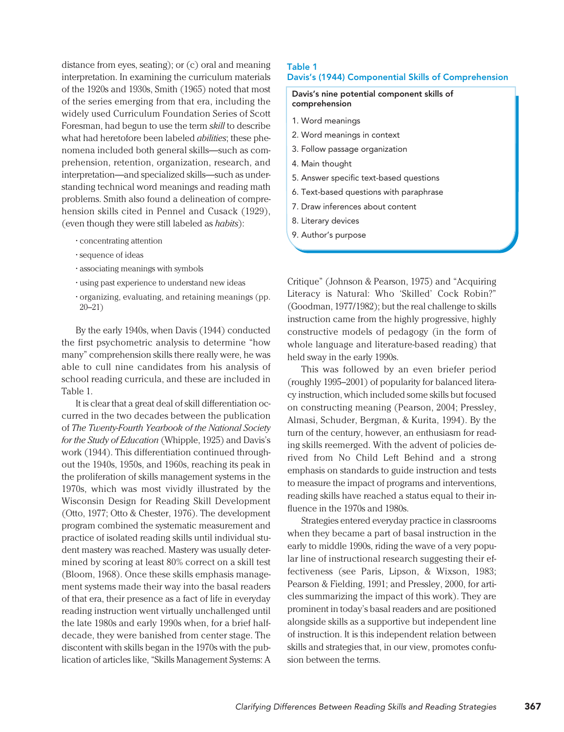distance from eyes, seating); or (c) oral and meaning interpretation. In examining the curriculum materials of the 1920s and 1930s, Smith (1965) noted that most of the series emerging from that era, including the widely used Curriculum Foundation Series of Scott Foresman, had begun to use the term *skill* to describe what had heretofore been labeled *abilities*; these phenomena included both general skills—such as comprehension, retention, organization, research, and interpretation—and specialized skills—such as understanding technical word meanings and reading math problems. Smith also found a delineation of comprehension skills cited in Pennel and Cusack (1929), (even though they were still labeled as *habits*):

- concentrating attention
- sequence of ideas
- associating meanings with symbols
- using past experience to understand new ideas
- organizing, evaluating, and retaining meanings (pp. 20–21)

By the early 1940s, when Davis (1944) conducted the first psychometric analysis to determine "how many" comprehension skills there really were, he was able to cull nine candidates from his analysis of school reading curricula, and these are included in Table 1.

**Table 1**
**Davis's (1944) Componential Skills of Comprehension**

| Davis's nine potential component skills of comprehension |
|---|
| 1. Word meanings |
| 2. Word meanings in context |
| 3. Follow passage organization |
| 4. Main thought |
| 5. Answer specific text-based questions |
| 6. Text-based questions with paraphrase |
| 7. Draw inferences about content |
| 8. Literary devices |
| 9. Author's purpose |

It is clear that a great deal of skill differentiation occurred in the two decades between the publication of *The Twenty-Fourth Yearbook of the National Society for the Study of Education* (Whipple, 1925) and Davis's work (1944). This differentiation continued throughout the 1940s, 1950s, and 1960s, reaching its peak in the proliferation of skills management systems in the 1970s, which was most vividly illustrated by the Wisconsin Design for Reading Skill Development (Otto, 1977; Otto & Chester, 1976). The development program combined the systematic measurement and practice of isolated reading skills until individual student mastery was reached. Mastery was usually determined by scoring at least 80% correct on a skill test (Bloom, 1968). Once these skills emphasis management systems made their way into the basal readers of that era, their presence as a fact of life in everyday reading instruction went virtually unchallenged until the late 1980s and early 1990s when, for a brief half-decade, they were banished from center stage. The discontent with skills began in the 1970s with the publication of articles like, "Skills Management Systems: A Critique" (Johnson & Pearson, 1975) and "Acquiring Literacy is Natural: Who 'Skilled' Cock Robin?" (Goodman, 1977/1982); but the real challenge to skills instruction came from the highly progressive, highly constructive models of pedagogy (in the form of whole language and literature-based reading) that held sway in the early 1990s.

This was followed by an even briefer period (roughly 1995–2001) of popularity for balanced literacy instruction, which included some skills but focused on constructing meaning (Pearson, 2004; Pressley, Almasi, Schuder, Bergman, & Kurita, 1994). By the turn of the century, however, an enthusiasm for reading skills reemerged. With the advent of policies derived from No Child Left Behind and a strong emphasis on standards to guide instruction and tests to measure the impact of programs and interventions, reading skills have reached a status equal to their influence in the 1970s and 1980s.

Strategies entered everyday practice in classrooms when they became a part of basal instruction in the early to middle 1990s, riding the wave of a very popular line of instructional research suggesting their effectiveness (see Paris, Lipson, & Wixson, 1983; Pearson & Fielding, 1991; and Pressley, 2000, for articles summarizing the impact of this work). They are prominent in today's basal readers and are positioned alongside skills as a supportive but independent line of instruction. It is this independent relation between skills and strategies that, in our view, promotes confusion between the terms.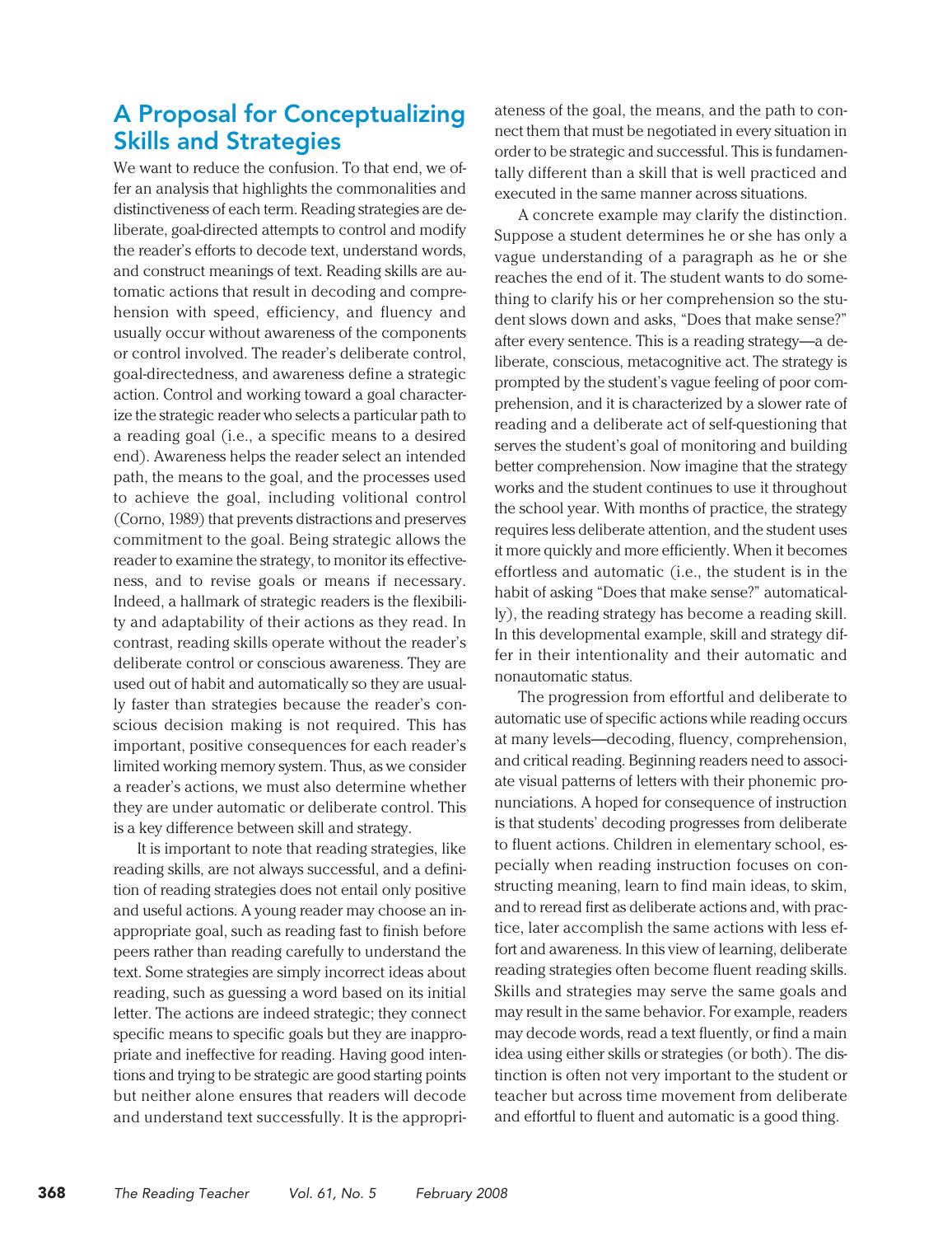## A Proposal for Conceptualizing Skills and Strategies

We want to reduce the confusion. To that end, we offer an analysis that highlights the commonalities and distinctiveness of each term. Reading strategies are deliberate, goal-directed attempts to control and modify the reader's efforts to decode text, understand words, and construct meanings of text. Reading skills are automatic actions that result in decoding and comprehension with speed, efficiency, and fluency and usually occur without awareness of the components or control involved. The reader's deliberate control, goal-directedness, and awareness define a strategic action. Control and working toward a goal characterize the strategic reader who selects a particular path to a reading goal (i.e., a specific means to a desired end). Awareness helps the reader select an intended path, the means to the goal, and the processes used to achieve the goal, including volitional control (Corno, 1989) that prevents distractions and preserves commitment to the goal. Being strategic allows the reader to examine the strategy, to monitor its effectiveness, and to revise goals or means if necessary. Indeed, a hallmark of strategic readers is the flexibility and adaptability of their actions as they read. In contrast, reading skills operate without the reader's deliberate control or conscious awareness. They are used out of habit and automatically so they are usually faster than strategies because the reader's conscious decision making is not required. This has important, positive consequences for each reader's limited working memory system. Thus, as we consider a reader's actions, we must also determine whether they are under automatic or deliberate control. This is a key difference between skill and strategy.

It is important to note that reading strategies, like reading skills, are not always successful, and a definition of reading strategies does not entail only positive and useful actions. A young reader may choose an inappropriate goal, such as reading fast to finish before peers rather than reading carefully to understand the text. Some strategies are simply incorrect ideas about reading, such as guessing a word based on its initial letter. The actions are indeed strategic; they connect specific means to specific goals but they are inappropriate and ineffective for reading. Having good intentions and trying to be strategic are good starting points but neither alone ensures that readers will decode and understand text successfully. It is the appropriateness of the goal, the means, and the path to connect them that must be negotiated in every situation in order to be strategic and successful. This is fundamentally different than a skill that is well practiced and executed in the same manner across situations.

A concrete example may clarify the distinction. Suppose a student determines he or she has only a vague understanding of a paragraph as he or she reaches the end of it. The student wants to do something to clarify his or her comprehension so the student slows down and asks, "Does that make sense?" after every sentence. This is a reading strategy—a deliberate, conscious, metacognitive act. The strategy is prompted by the student's vague feeling of poor comprehension, and it is characterized by a slower rate of reading and a deliberate act of self-questioning that serves the student's goal of monitoring and building better comprehension. Now imagine that the strategy works and the student continues to use it throughout the school year. With months of practice, the strategy requires less deliberate attention, and the student uses it more quickly and more efficiently. When it becomes effortless and automatic (i.e., the student is in the habit of asking "Does that make sense?" automatically), the reading strategy has become a reading skill. In this developmental example, skill and strategy differ in their intentionality and their automatic and nonautomatic status.

The progression from effortful and deliberate to automatic use of specific actions while reading occurs at many levels—decoding, fluency, comprehension, and critical reading. Beginning readers need to associate visual patterns of letters with their phonemic pronunciations. A hoped for consequence of instruction is that students' decoding progresses from deliberate to fluent actions. Children in elementary school, especially when reading instruction focuses on constructing meaning, learn to find main ideas, to skim, and to reread first as deliberate actions and, with practice, later accomplish the same actions with less effort and awareness. In this view of learning, deliberate reading strategies often become fluent reading skills. Skills and strategies may serve the same goals and may result in the same behavior. For example, readers may decode words, read a text fluently, or find a main idea using either skills or strategies (or both). The distinction is often not very important to the student or teacher but across time movement from deliberate and effortful to fluent and automatic is a good thing.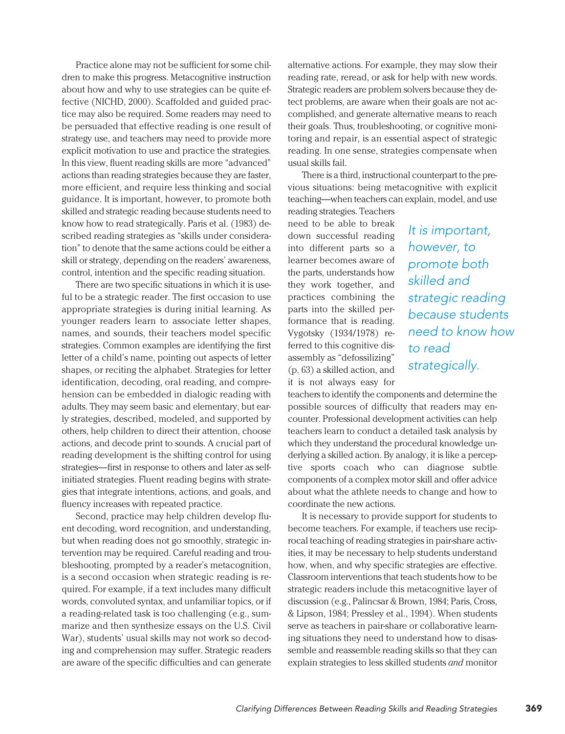Practice alone may not be sufficient for some children to make this progress. Metacognitive instruction about how and why to use strategies can be quite effective (NICHD, 2000). Scaffolded and guided practice may also be required. Some readers may need to be persuaded that effective reading is one result of strategy use, and teachers may need to provide more explicit motivation to use and practice the strategies. In this view, fluent reading skills are more "advanced" actions than reading strategies because they are faster, more efficient, and require less thinking and social guidance. It is important, however, to promote both skilled and strategic reading because students need to know how to read strategically. Paris et al. (1983) described reading strategies as "skills under consideration" to denote that the same actions could be either a skill or strategy, depending on the readers' awareness, control, intention and the specific reading situation.

There are two specific situations in which it is useful to be a strategic reader. The first occasion to use appropriate strategies is during initial learning. As younger readers learn to associate letter shapes, names, and sounds, their teachers model specific strategies. Common examples are identifying the first letter of a child's name, pointing out aspects of letter shapes, or reciting the alphabet. Strategies for letter identification, decoding, oral reading, and comprehension can be embedded in dialogic reading with adults. They may seem basic and elementary, but early strategies, described, modeled, and supported by others, help children to direct their attention, choose actions, and decode print to sounds. A crucial part of reading development is the shifting control for using strategies—first in response to others and later as self-initiated strategies. Fluent reading begins with strategies that integrate intentions, actions, and goals, and fluency increases with repeated practice.

Second, practice may help children develop fluent decoding, word recognition, and understanding, but when reading does not go smoothly, strategic intervention may be required. Careful reading and troubleshooting, prompted by a reader's metacognition, is a second occasion when strategic reading is required. For example, if a text includes many difficult words, convoluted syntax, and unfamiliar topics, or if a reading-related task is too challenging (e.g., summarize and then synthesize essays on the U.S. Civil War), students' usual skills may not work so decoding and comprehension may suffer. Strategic readers are aware of the specific difficulties and can generate alternative actions. For example, they may slow their reading rate, reread, or ask for help with new words. Strategic readers are problem solvers because they detect problems, are aware when their goals are not accomplished, and generate alternative means to reach their goals. Thus, troubleshooting, or cognitive monitoring and repair, is an essential aspect of strategic reading. In one sense, strategies compensate when usual skills fail.

There is a third, instructional counterpart to the previous situations: being metacognitive with explicit teaching—when teachers can explain, model, and use reading strategies. Teachers need to be able to break down successful reading into different parts so a learner becomes aware of the parts, understands how they work together, and practices combining the parts into the skilled performance that is reading. Vygotsky (1934/1978) referred to this cognitive disassembly as "defossilizing" (p. 63) a skilled action, and it is not always easy for teachers to identify the components and determine the possible sources of difficulty that readers may encounter. Professional development activities can help teachers learn to conduct a detailed task analysis by which they understand the procedural knowledge underlying a skilled action. By analogy, it is like a perceptive sports coach who can diagnose subtle components of a complex motor skill and offer advice about what the athlete needs to change and how to coordinate the new actions.

*It is important, however, to promote both skilled and strategic reading because students need to know how to read strategically.*

It is necessary to provide support for students to become teachers. For example, if teachers use reciprocal teaching of reading strategies in pair-share activities, it may be necessary to help students understand how, when, and why specific strategies are effective. Classroom interventions that teach students how to be strategic readers include this metacognitive layer of discussion (e.g., Palincsar & Brown, 1984; Paris, Cross, & Lipson, 1984; Pressley et al., 1994). When students serve as teachers in pair-share or collaborative learning situations they need to understand how to disassemble and reassemble reading skills so that they can explain strategies to less skilled students *and* monitor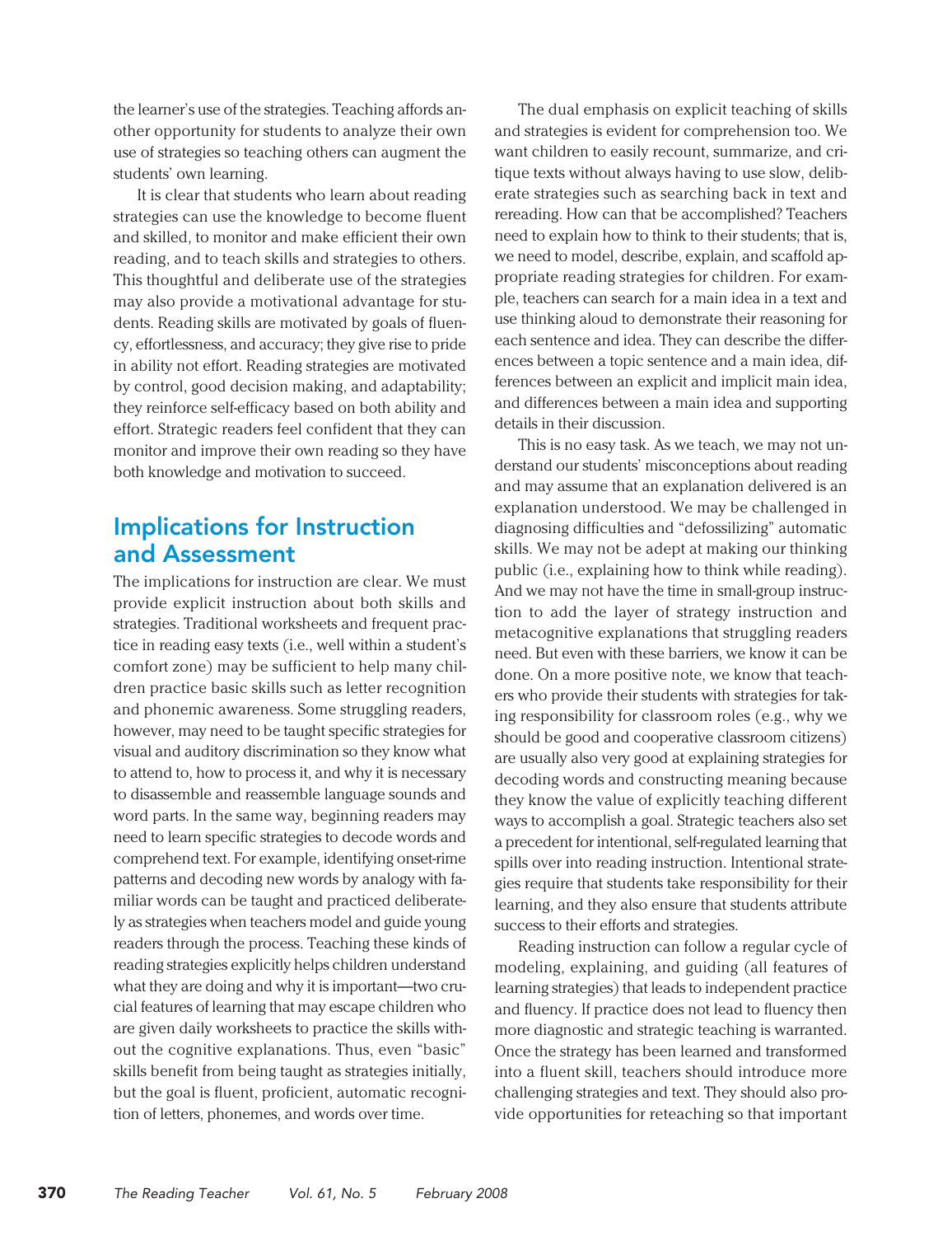the learner's use of the strategies. Teaching affords another opportunity for students to analyze their own use of strategies so teaching others can augment the students' own learning.

It is clear that students who learn about reading strategies can use the knowledge to become fluent and skilled, to monitor and make efficient their own reading, and to teach skills and strategies to others. This thoughtful and deliberate use of the strategies may also provide a motivational advantage for students. Reading skills are motivated by goals of fluency, effortlessness, and accuracy; they give rise to pride in ability not effort. Reading strategies are motivated by control, good decision making, and adaptability; they reinforce self-efficacy based on both ability and effort. Strategic readers feel confident that they can monitor and improve their own reading so they have both knowledge and motivation to succeed.

## Implications for Instruction and Assessment

The implications for instruction are clear. We must provide explicit instruction about both skills and strategies. Traditional worksheets and frequent practice in reading easy texts (i.e., well within a student's comfort zone) may be sufficient to help many children practice basic skills such as letter recognition and phonemic awareness. Some struggling readers, however, may need to be taught specific strategies for visual and auditory discrimination so they know what to attend to, how to process it, and why it is necessary to disassemble and reassemble language sounds and word parts. In the same way, beginning readers may need to learn specific strategies to decode words and comprehend text. For example, identifying onset-rime patterns and decoding new words by analogy with familiar words can be taught and practiced deliberately as strategies when teachers model and guide young readers through the process. Teaching these kinds of reading strategies explicitly helps children understand what they are doing and why it is important—two crucial features of learning that may escape children who are given daily worksheets to practice the skills without the cognitive explanations. Thus, even "basic" skills benefit from being taught as strategies initially, but the goal is fluent, proficient, automatic recognition of letters, phonemes, and words over time.

The dual emphasis on explicit teaching of skills and strategies is evident for comprehension too. We want children to easily recount, summarize, and critique texts without always having to use slow, deliberate strategies such as searching back in text and rereading. How can that be accomplished? Teachers need to explain how to think to their students; that is, we need to model, describe, explain, and scaffold appropriate reading strategies for children. For example, teachers can search for a main idea in a text and use thinking aloud to demonstrate their reasoning for each sentence and idea. They can describe the differences between a topic sentence and a main idea, differences between an explicit and implicit main idea, and differences between a main idea and supporting details in their discussion.

This is no easy task. As we teach, we may not understand our students' misconceptions about reading and may assume that an explanation delivered is an explanation understood. We may be challenged in diagnosing difficulties and "defossilizing" automatic skills. We may not be adept at making our thinking public (i.e., explaining how to think while reading). And we may not have the time in small-group instruction to add the layer of strategy instruction and metacognitive explanations that struggling readers need. But even with these barriers, we know it can be done. On a more positive note, we know that teachers who provide their students with strategies for taking responsibility for classroom roles (e.g., why we should be good and cooperative classroom citizens) are usually also very good at explaining strategies for decoding words and constructing meaning because they know the value of explicitly teaching different ways to accomplish a goal. Strategic teachers also set a precedent for intentional, self-regulated learning that spills over into reading instruction. Intentional strategies require that students take responsibility for their learning, and they also ensure that students attribute success to their efforts and strategies.

Reading instruction can follow a regular cycle of modeling, explaining, and guiding (all features of learning strategies) that leads to independent practice and fluency. If practice does not lead to fluency then more diagnostic and strategic teaching is warranted. Once the strategy has been learned and transformed into a fluent skill, teachers should introduce more challenging strategies and text. They should also provide opportunities for reteaching so that important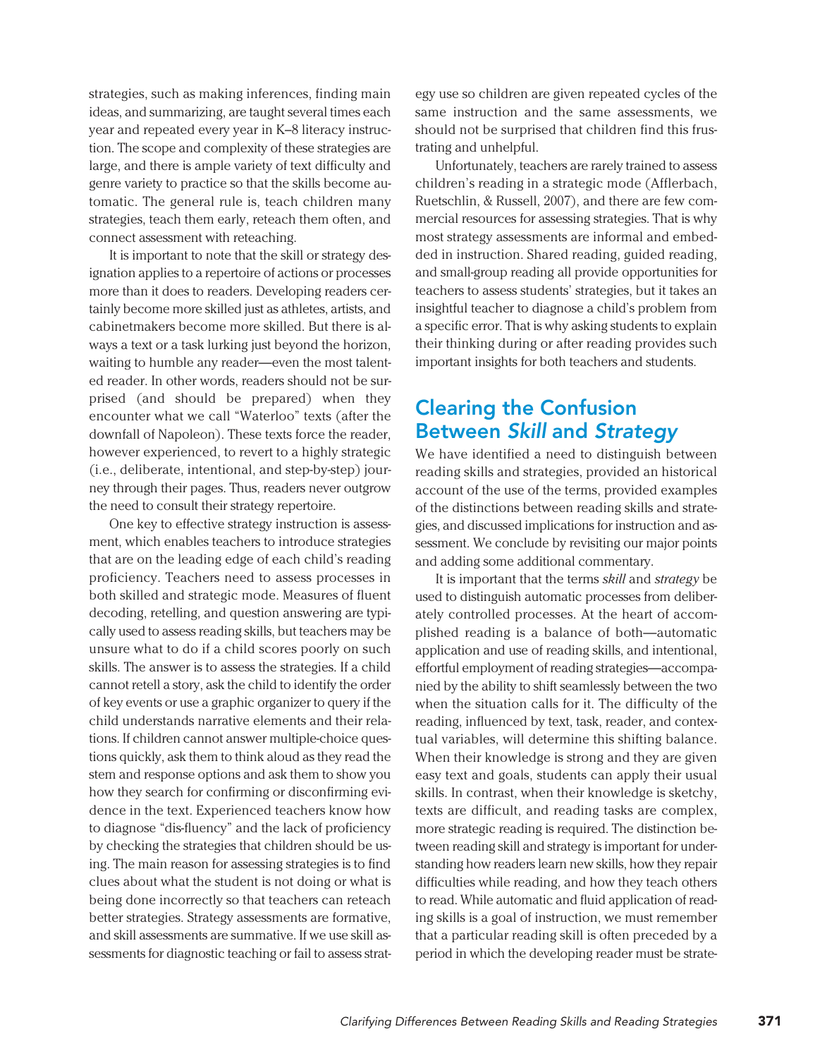strategies, such as making inferences, finding main ideas, and summarizing, are taught several times each year and repeated every year in K–8 literacy instruction. The scope and complexity of these strategies are large, and there is ample variety of text difficulty and genre variety to practice so that the skills become automatic. The general rule is, teach children many strategies, teach them early, reteach them often, and connect assessment with reteaching.

It is important to note that the skill or strategy designation applies to a repertoire of actions or processes more than it does to readers. Developing readers certainly become more skilled just as athletes, artists, and cabinetmakers become more skilled. But there is always a text or a task lurking just beyond the horizon, waiting to humble any reader—even the most talented reader. In other words, readers should not be surprised (and should be prepared) when they encounter what we call "Waterloo" texts (after the downfall of Napoleon). These texts force the reader, however experienced, to revert to a highly strategic (i.e., deliberate, intentional, and step-by-step) journey through their pages. Thus, readers never outgrow the need to consult their strategy repertoire.

One key to effective strategy instruction is assessment, which enables teachers to introduce strategies that are on the leading edge of each child's reading proficiency. Teachers need to assess processes in both skilled and strategic mode. Measures of fluent decoding, retelling, and question answering are typically used to assess reading skills, but teachers may be unsure what to do if a child scores poorly on such skills. The answer is to assess the strategies. If a child cannot retell a story, ask the child to identify the order of key events or use a graphic organizer to query if the child understands narrative elements and their relations. If children cannot answer multiple-choice questions quickly, ask them to think aloud as they read the stem and response options and ask them to show you how they search for confirming or disconfirming evidence in the text. Experienced teachers know how to diagnose "dis-fluency" and the lack of proficiency by checking the strategies that children should be using. The main reason for assessing strategies is to find clues about what the student is not doing or what is being done incorrectly so that teachers can reteach better strategies. Strategy assessments are formative, and skill assessments are summative. If we use skill assessments for diagnostic teaching or fail to assess strategy use so children are given repeated cycles of the same instruction and the same assessments, we should not be surprised that children find this frustrating and unhelpful.

Unfortunately, teachers are rarely trained to assess children's reading in a strategic mode (Afflerbach, Ruetschlin, & Russell, 2007), and there are few commercial resources for assessing strategies. That is why most strategy assessments are informal and embedded in instruction. Shared reading, guided reading, and small-group reading all provide opportunities for teachers to assess students' strategies, but it takes an insightful teacher to diagnose a child's problem from a specific error. That is why asking students to explain their thinking during or after reading provides such important insights for both teachers and students.

## Clearing the Confusion Between *Skill* and *Strategy*

We have identified a need to distinguish between reading skills and strategies, provided an historical account of the use of the terms, provided examples of the distinctions between reading skills and strategies, and discussed implications for instruction and assessment. We conclude by revisiting our major points and adding some additional commentary.

It is important that the terms *skill* and *strategy* be used to distinguish automatic processes from deliberately controlled processes. At the heart of accomplished reading is a balance of both—automatic application and use of reading skills, and intentional, effortful employment of reading strategies—accompanied by the ability to shift seamlessly between the two when the situation calls for it. The difficulty of the reading, influenced by text, task, reader, and contextual variables, will determine this shifting balance. When their knowledge is strong and they are given easy text and goals, students can apply their usual skills. In contrast, when their knowledge is sketchy, texts are difficult, and reading tasks are complex, more strategic reading is required. The distinction between reading skill and strategy is important for understanding how readers learn new skills, how they repair difficulties while reading, and how they teach others to read. While automatic and fluid application of reading skills is a goal of instruction, we must remember that a particular reading skill is often preceded by a period in which the developing reader must be strate-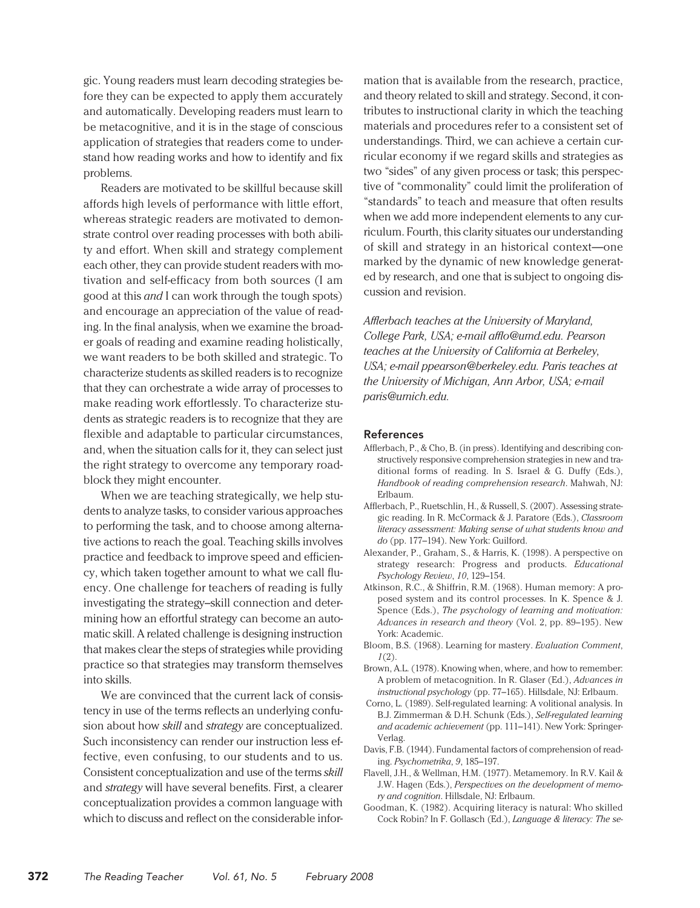gic. Young readers must learn decoding strategies before they can be expected to apply them accurately and automatically. Developing readers must learn to be metacognitive, and it is in the stage of conscious application of strategies that readers come to understand how reading works and how to identify and fix problems.

Readers are motivated to be skillful because skill affords high levels of performance with little effort, whereas strategic readers are motivated to demonstrate control over reading processes with both ability and effort. When skill and strategy complement each other, they can provide student readers with motivation and self-efficacy from both sources (I am good at this *and* I can work through the tough spots) and encourage an appreciation of the value of reading. In the final analysis, when we examine the broader goals of reading and examine reading holistically, we want readers to be both skilled and strategic. To characterize students as skilled readers is to recognize that they can orchestrate a wide array of processes to make reading work effortlessly. To characterize students as strategic readers is to recognize that they are flexible and adaptable to particular circumstances, and, when the situation calls for it, they can select just the right strategy to overcome any temporary roadblock they might encounter.

When we are teaching strategically, we help students to analyze tasks, to consider various approaches to performing the task, and to choose among alternative actions to reach the goal. Teaching skills involves practice and feedback to improve speed and efficiency, which taken together amount to what we call fluency. One challenge for teachers of reading is fully investigating the strategy–skill connection and determining how an effortful strategy can become an automatic skill. A related challenge is designing instruction that makes clear the steps of strategies while providing practice so that strategies may transform themselves into skills.

We are convinced that the current lack of consistency in use of the terms reflects an underlying confusion about how *skill* and *strategy* are conceptualized. Such inconsistency can render our instruction less effective, even confusing, to our students and to us. Consistent conceptualization and use of the terms *skill* and *strategy* will have several benefits. First, a clearer conceptualization provides a common language with which to discuss and reflect on the considerable information that is available from the research, practice, and theory related to skill and strategy. Second, it contributes to instructional clarity in which the teaching materials and procedures refer to a consistent set of understandings. Third, we can achieve a certain curricular economy if we regard skills and strategies as two "sides" of any given process or task; this perspective of "commonality" could limit the proliferation of "standards" to teach and measure that often results when we add more independent elements to any curriculum. Fourth, this clarity situates our understanding of skill and strategy in an historical context—one marked by the dynamic of new knowledge generated by research, and one that is subject to ongoing discussion and revision.

*Afflerbach teaches at the University of Maryland, College Park, USA; e-mail afflo@umd.edu. Pearson teaches at the University of California at Berkeley, USA; e-mail ppearson@berkeley.edu. Paris teaches at the University of Michigan, Ann Arbor, USA; e-mail paris@umich.edu.*

## References

Afflerbach, P., & Cho, B. (in press). Identifying and describing constructively responsive comprehension strategies in new and traditional forms of reading. In S. Israel & G. Duffy (Eds.), *Handbook of reading comprehension research*. Mahwah, NJ: Erlbaum.

Afflerbach, P., Ruetschlin, H., & Russell, S. (2007). Assessing strategic reading. In R. McCormack & J. Paratore (Eds.), *Classroom literacy assessment: Making sense of what students know and do* (pp. 177–194). New York: Guilford.

Alexander, P., Graham, S., & Harris, K. (1998). A perspective on strategy research: Progress and products. *Educational Psychology Review*, *10*, 129–154.

Atkinson, R.C., & Shiffrin, R.M. (1968). Human memory: A proposed system and its control processes. In K. Spence & J. Spence (Eds.), *The psychology of learning and motivation: Advances in research and theory* (Vol. 2, pp. 89–195). New York: Academic.

Bloom, B.S. (1968). Learning for mastery. *Evaluation Comment*, *1*(2).

Brown, A.L. (1978). Knowing when, where, and how to remember: A problem of metacognition. In R. Glaser (Ed.), *Advances in instructional psychology* (pp. 77–165). Hillsdale, NJ: Erlbaum.

Corno, L. (1989). Self-regulated learning: A volitional analysis. In B.J. Zimmerman & D.H. Schunk (Eds.), *Self-regulated learning and academic achievement* (pp. 111–141). New York: Springer-Verlag.

Davis, F.B. (1944). Fundamental factors of comprehension of reading. *Psychometrika*, *9*, 185–197.

Flavell, J.H., & Wellman, H.M. (1977). Metamemory. In R.V. Kail & J.W. Hagen (Eds.), *Perspectives on the development of memory and cognition*. Hillsdale, NJ: Erlbaum.

Goodman, K. (1982). Acquiring literacy is natural: Who skilled Cock Robin? In F. Gollasch (Ed.), *Language & literacy: The se-*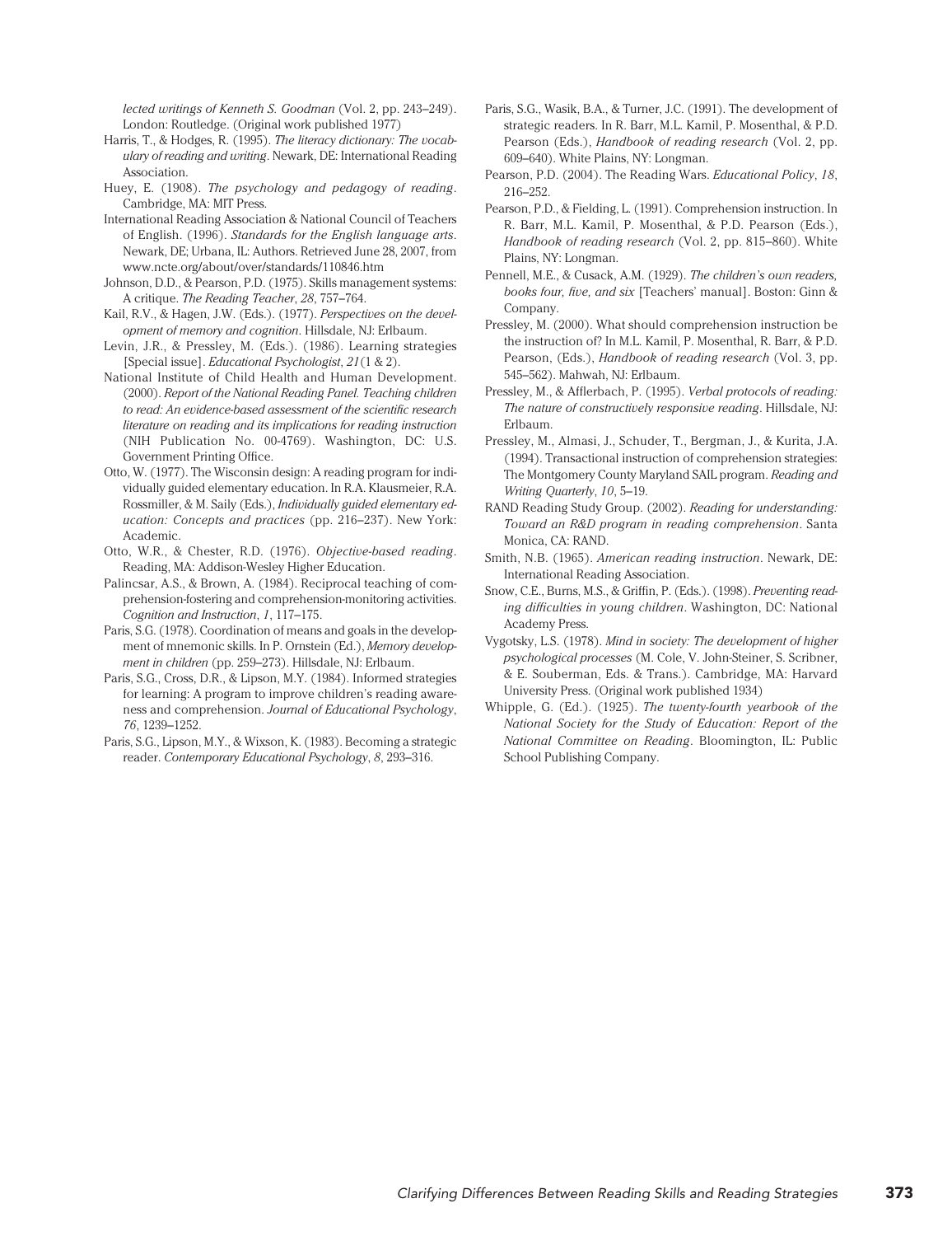*lected writings of Kenneth S. Goodman* (Vol. 2, pp. 243–249). London: Routledge. (Original work published 1977)

Harris, T., & Hodges, R. (1995). *The literacy dictionary: The vocabulary of reading and writing*. Newark, DE: International Reading Association.

Huey, E. (1908). *The psychology and pedagogy of reading*. Cambridge, MA: MIT Press.

International Reading Association & National Council of Teachers of English. (1996). *Standards for the English language arts*. Newark, DE; Urbana, IL: Authors. Retrieved June 28, 2007, from www.ncte.org/about/over/standards/110846.htm

Johnson, D.D., & Pearson, P.D. (1975). Skills management systems: A critique. *The Reading Teacher*, *28*, 757–764.

Kail, R.V., & Hagen, J.W. (Eds.). (1977). *Perspectives on the development of memory and cognition*. Hillsdale, NJ: Erlbaum.

Levin, J.R., & Pressley, M. (Eds.). (1986). Learning strategies [Special issue]. *Educational Psychologist*, *21*(1 & 2).

National Institute of Child Health and Human Development. (2000). *Report of the National Reading Panel. Teaching children to read: An evidence-based assessment of the scientific research literature on reading and its implications for reading instruction* (NIH Publication No. 00-4769). Washington, DC: U.S. Government Printing Office.

Otto, W. (1977). The Wisconsin design: A reading program for individually guided elementary education. In R.A. Klausmeier, R.A. Rossmiller, & M. Saily (Eds.), *Individually guided elementary education: Concepts and practices* (pp. 216–237). New York: Academic.

Otto, W.R., & Chester, R.D. (1976). *Objective-based reading*. Reading, MA: Addison-Wesley Higher Education.

Palincsar, A.S., & Brown, A. (1984). Reciprocal teaching of comprehension-fostering and comprehension-monitoring activities. *Cognition and Instruction*, *1*, 117–175.

Paris, S.G. (1978). Coordination of means and goals in the development of mnemonic skills. In P. Ornstein (Ed.), *Memory development in children* (pp. 259–273). Hillsdale, NJ: Erlbaum.

Paris, S.G., Cross, D.R., & Lipson, M.Y. (1984). Informed strategies for learning: A program to improve children's reading awareness and comprehension. *Journal of Educational Psychology*, *76*, 1239–1252.

Paris, S.G., Lipson, M.Y., & Wixson, K. (1983). Becoming a strategic reader. *Contemporary Educational Psychology*, *8*, 293–316.

Paris, S.G., Wasik, B.A., & Turner, J.C. (1991). The development of strategic readers. In R. Barr, M.L. Kamil, P. Mosenthal, & P.D. Pearson (Eds.), *Handbook of reading research* (Vol. 2, pp. 609–640). White Plains, NY: Longman.

Pearson, P.D. (2004). The Reading Wars. *Educational Policy*, *18*, 216–252.

Pearson, P.D., & Fielding, L. (1991). Comprehension instruction. In R. Barr, M.L. Kamil, P. Mosenthal, & P.D. Pearson (Eds.), *Handbook of reading research* (Vol. 2, pp. 815–860). White Plains, NY: Longman.

Pennell, M.E., & Cusack, A.M. (1929). *The children's own readers, books four, five, and six* [Teachers' manual]. Boston: Ginn & Company.

Pressley, M. (2000). What should comprehension instruction be the instruction of? In M.L. Kamil, P. Mosenthal, R. Barr, & P.D. Pearson, (Eds.), *Handbook of reading research* (Vol. 3, pp. 545–562). Mahwah, NJ: Erlbaum.

Pressley, M., & Afflerbach, P. (1995). *Verbal protocols of reading: The nature of constructively responsive reading*. Hillsdale, NJ: Erlbaum.

Pressley, M., Almasi, J., Schuder, T., Bergman, J., & Kurita, J.A. (1994). Transactional instruction of comprehension strategies: The Montgomery County Maryland SAIL program. *Reading and Writing Quarterly*, *10*, 5–19.

RAND Reading Study Group. (2002). *Reading for understanding: Toward an R&D program in reading comprehension*. Santa Monica, CA: RAND.

Smith, N.B. (1965). *American reading instruction*. Newark, DE: International Reading Association.

Snow, C.E., Burns, M.S., & Griffin, P. (Eds.). (1998). *Preventing reading difficulties in young children*. Washington, DC: National Academy Press.

Vygotsky, L.S. (1978). *Mind in society: The development of higher psychological processes* (M. Cole, V. John-Steiner, S. Scribner, & E. Souberman, Eds. & Trans.). Cambridge, MA: Harvard University Press. (Original work published 1934)

Whipple, G. (Ed.). (1925). *The twenty-fourth yearbook of the National Society for the Study of Education: Report of the National Committee on Reading*. Bloomington, IL: Public School Publishing Company.